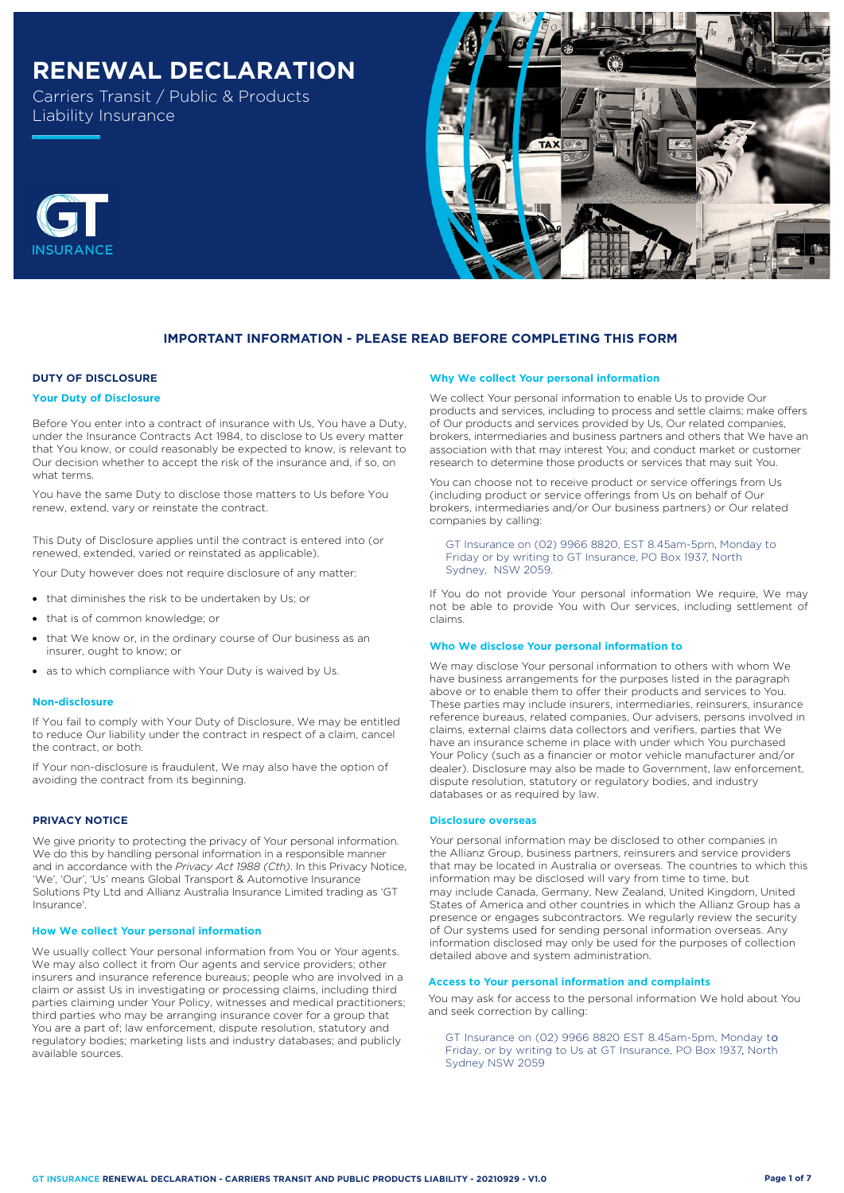# RENEWAL DECLARATION

Carriers Transit / Public & Products Liability Insurance

GT INSURANCE

## IMPORTANT INFORMATION - PLEASE READ BEFORE COMPLETING THIS FORM

### DUTY OF DISCLOSURE

#### Your Duty of Disclosure

Before You enter into a contract of insurance with Us, You have a Duty, under the Insurance Contracts Act 1984, to disclose to Us every matter that You know, or could reasonably be expected to know, is relevant to Our decision whether to accept the risk of the insurance and, if so, on what terms.

You have the same Duty to disclose those matters to Us before You renew, extend, vary or reinstate the contract.

This Duty of Disclosure applies until the contract is entered into (or renewed, extended, varied or reinstated as applicable).

Your Duty however does not require disclosure of any matter:

- that diminishes the risk to be undertaken by Us; or
- that is of common knowledge; or
- that We know or, in the ordinary course of Our business as an insurer, ought to know; or
- as to which compliance with Your Duty is waived by Us.

#### Non-disclosure

If You fail to comply with Your Duty of Disclosure, We may be entitled to reduce Our liability under the contract in respect of a claim, cancel the contract, or both.

If Your non-disclosure is fraudulent, We may also have the option of avoiding the contract from its beginning.

### PRIVACY NOTICE

We give priority to protecting the privacy of Your personal information. We do this by handling personal information in a responsible manner and in accordance with the *Privacy Act 1988 (Cth)*. In this Privacy Notice, 'We', 'Our', 'Us' means Global Transport & Automotive Insurance Solutions Pty Ltd and Allianz Australia Insurance Limited trading as 'GT Insurance'.

#### How We collect Your personal information

We usually collect Your personal information from You or Your agents. We may also collect it from Our agents and service providers; other insurers and insurance reference bureaus; people who are involved in a claim or assist Us in investigating or processing claims, including third parties claiming under Your Policy, witnesses and medical practitioners; third parties who may be arranging insurance cover for a group that You are a part of; law enforcement, dispute resolution, statutory and regulatory bodies; marketing lists and industry databases; and publicly available sources.

#### Why We collect Your personal information

We collect Your personal information to enable Us to provide Our products and services, including to process and settle claims; make offers of Our products and services provided by Us, Our related companies, brokers, intermediaries and business partners and others that We have an association with that may interest You; and conduct market or customer research to determine those products or services that may suit You.

You can choose not to receive product or service offerings from Us (including product or service offerings from Us on behalf of Our brokers, intermediaries and/or Our business partners) or Our related companies by calling:

GT Insurance on (02) 9966 8820, EST 8.45am-5pm, Monday to Friday or by writing to GT Insurance, PO Box 1937, North Sydney, NSW 2059.

If You do not provide Your personal information We require, We may not be able to provide You with Our services, including settlement of claims.

#### Who We disclose Your personal information to

We may disclose Your personal information to others with whom We have business arrangements for the purposes listed in the paragraph above or to enable them to offer their products and services to You. These parties may include insurers, intermediaries, reinsurers, insurance reference bureaus, related companies, Our advisers, persons involved in claims, external claims data collectors and verifiers, parties that We have an insurance scheme in place with under which You purchased Your Policy (such as a financier or motor vehicle manufacturer and/or dealer). Disclosure may also be made to Government, law enforcement, dispute resolution, statutory or regulatory bodies, and industry databases or as required by law.

#### Disclosure overseas

Your personal information may be disclosed to other companies in the Allianz Group, business partners, reinsurers and service providers that may be located in Australia or overseas. The countries to which this information may be disclosed will vary from time to time, but may include Canada, Germany, New Zealand, United Kingdom, United States of America and other countries in which the Allianz Group has a presence or engages subcontractors. We regularly review the security of Our systems used for sending personal information overseas. Any information disclosed may only be used for the purposes of collection detailed above and system administration.

#### Access to Your personal information and complaints

You may ask for access to the personal information We hold about You and seek correction by calling:

GT Insurance on (02) 9966 8820 EST 8.45am-5pm, Monday to Friday, or by writing to Us at GT Insurance, PO Box 1937, North Sydney NSW 2059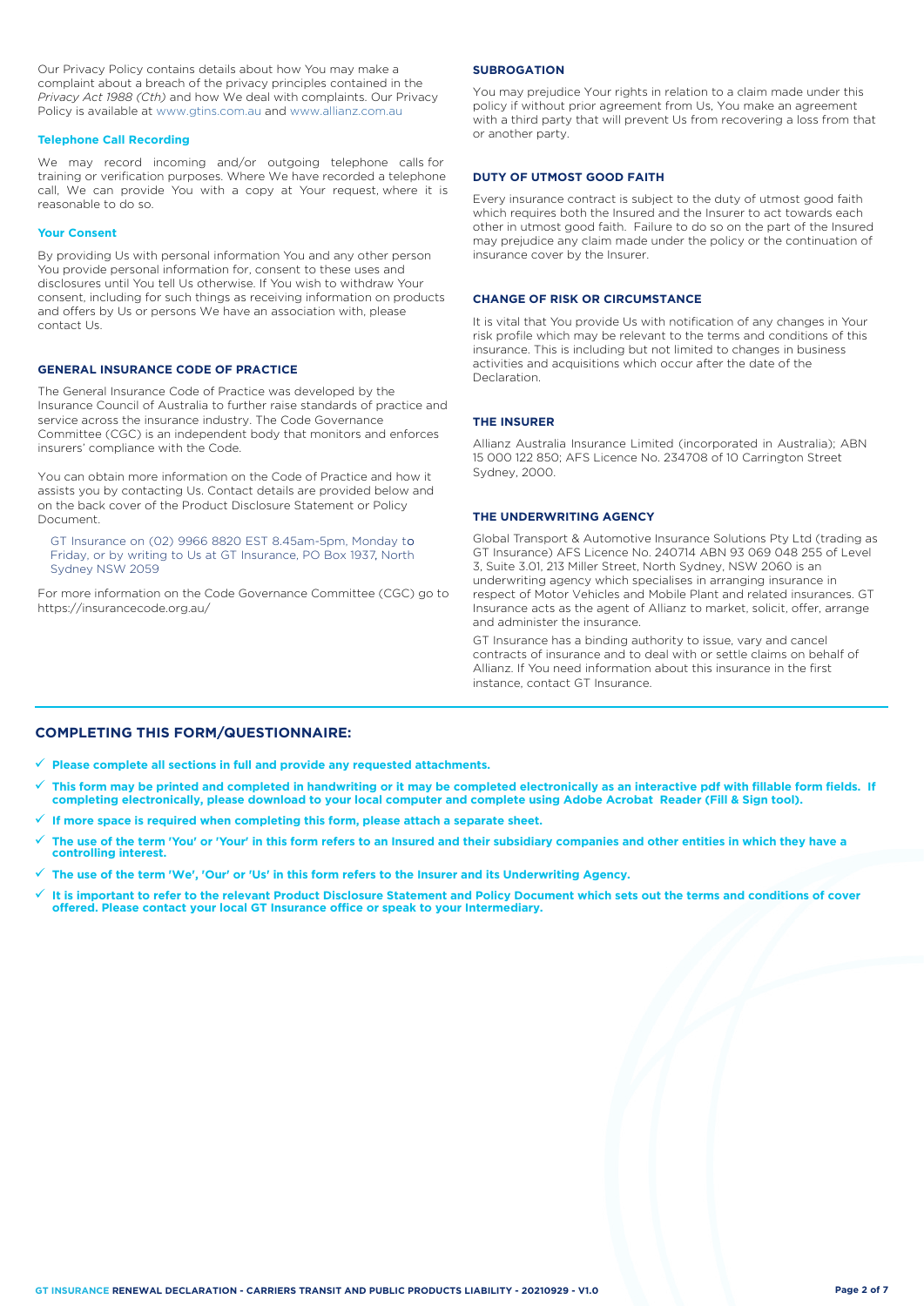Our Privacy Policy contains details about how You may make a complaint about a breach of the privacy principles contained in the *Privacy Act 1988 (Cth)* and how We deal with complaints. Our Privacy Policy is available at www.gtins.com.au and www.allianz.com.au

### Telephone Call Recording

We may record incoming and/or outgoing telephone calls for training or verification purposes. Where We have recorded a telephone call, We can provide You with a copy at Your request, where it is reasonable to do so.

### Your Consent

By providing Us with personal information You and any other person You provide personal information for, consent to these uses and disclosures until You tell Us otherwise. If You wish to withdraw Your consent, including for such things as receiving information on products and offers by Us or persons We have an association with, please contact Us.

## GENERAL INSURANCE CODE OF PRACTICE

The General Insurance Code of Practice was developed by the Insurance Council of Australia to further raise standards of practice and service across the insurance industry. The Code Governance Committee (CGC) is an independent body that monitors and enforces insurers' compliance with the Code.

You can obtain more information on the Code of Practice and how it assists you by contacting Us. Contact details are provided below and on the back cover of the Product Disclosure Statement or Policy Document.

GT Insurance on (02) 9966 8820 EST 8.45am-5pm, Monday to Friday, or by writing to Us at GT Insurance, PO Box 1937, North Sydney NSW 2059

For more information on the Code Governance Committee (CGC) go to https://insurancecode.org.au/

## SUBROGATION

You may prejudice Your rights in relation to a claim made under this policy if without prior agreement from Us, You make an agreement with a third party that will prevent Us from recovering a loss from that or another party.

## DUTY OF UTMOST GOOD FAITH

Every insurance contract is subject to the duty of utmost good faith which requires both the Insured and the Insurer to act towards each other in utmost good faith. Failure to do so on the part of the Insured may prejudice any claim made under the policy or the continuation of insurance cover by the Insurer.

## CHANGE OF RISK OR CIRCUMSTANCE

It is vital that You provide Us with notification of any changes in Your risk profile which may be relevant to the terms and conditions of this insurance. This is including but not limited to changes in business activities and acquisitions which occur after the date of the Declaration.

## THE INSURER

Allianz Australia Insurance Limited (incorporated in Australia); ABN 15 000 122 850; AFS Licence No. 234708 of 10 Carrington Street Sydney, 2000.

## THE UNDERWRITING AGENCY

Global Transport & Automotive Insurance Solutions Pty Ltd (trading as GT Insurance) AFS Licence No. 240714 ABN 93 069 048 255 of Level 3, Suite 3.01, 213 Miller Street, North Sydney, NSW 2060 is an underwriting agency which specialises in arranging insurance in respect of Motor Vehicles and Mobile Plant and related insurances. GT Insurance acts as the agent of Allianz to market, solicit, offer, arrange and administer the insurance.

GT Insurance has a binding authority to issue, vary and cancel contracts of insurance and to deal with or settle claims on behalf of Allianz. If You need information about this insurance in the first instance, contact GT Insurance.

## COMPLETING THIS FORM/QUESTIONNAIRE:

- ✓ **Please complete all sections in full and provide any requested attachments.**
- ✓ **This form may be printed and completed in handwriting or it may be completed electronically as an interactive pdf with fillable form fields. If completing electronically, please download to your local computer and complete using Adobe Acrobat Reader (Fill & Sign tool).**
- ✓ **If more space is required when completing this form, please attach a separate sheet.**
- ✓ **The use of the term 'You' or 'Your' in this form refers to an Insured and their subsidiary companies and other entities in which they have a controlling interest.**
- ✓ **The use of the term 'We', 'Our' or 'Us' in this form refers to the Insurer and its Underwriting Agency.**
- ✓ **It is important to refer to the relevant Product Disclosure Statement and Policy Document which sets out the terms and conditions of cover offered. Please contact your local GT Insurance office or speak to your Intermediary.**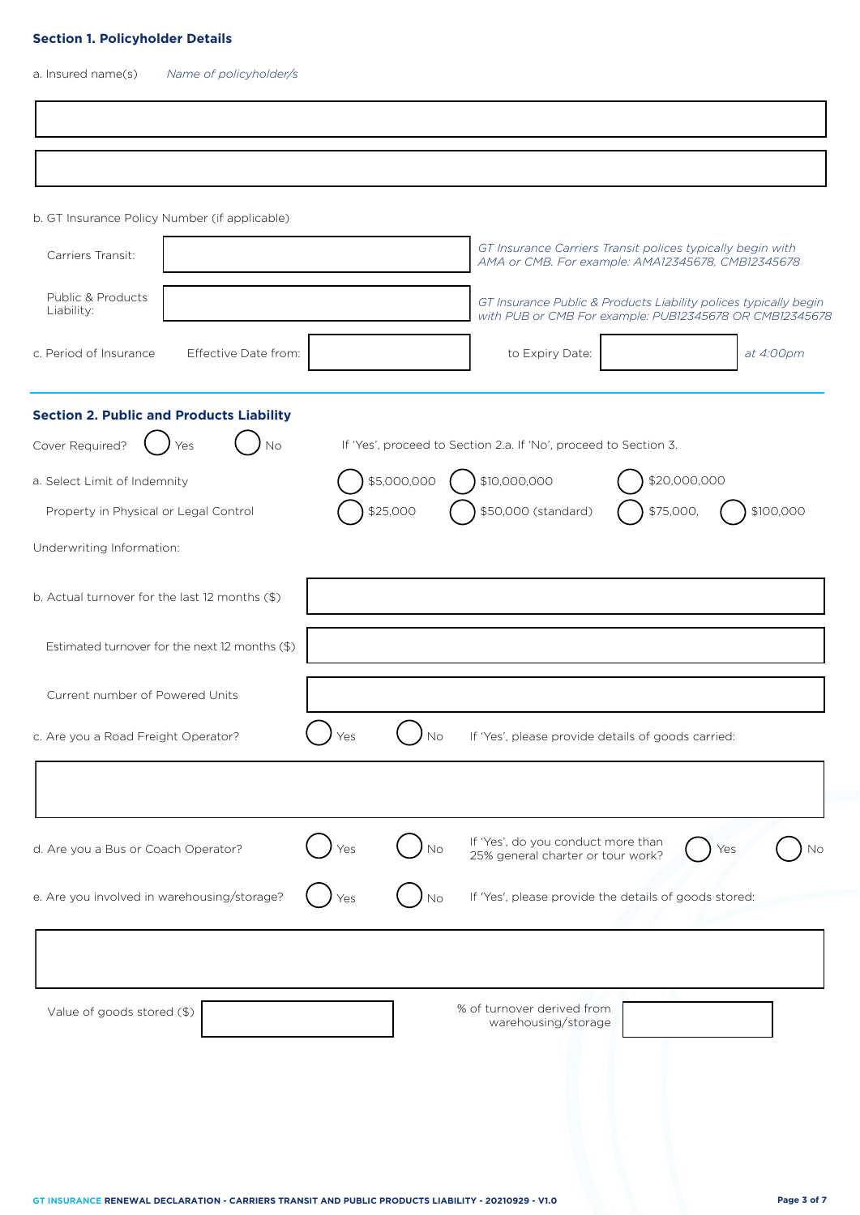## Section 1. Policyholder Details

a. Insured name(s) *Name of policyholder/s*

b. GT Insurance Policy Number (if applicable)

Carriers Transit: *GT Insurance Carriers Transit polices typically begin with AMA or CMB. For example: AMA12345678, CMB12345678*

Public & Products Liability: *GT Insurance Public & Products Liability polices typically begin with PUB or CMB For example: PUB12345678 OR CMB12345678*

c. Period of Insurance Effective Date from: to Expiry Date: *at 4:00pm*

## Section 2. Public and Products Liability

Cover Required? ◯ Yes ◯ No If 'Yes', proceed to Section 2.a. If 'No', proceed to Section 3.

a. Select Limit of Indemnity ◯ $5,000,000 ◯ $10,000,000 ◯ $20,000,000

Property in Physical or Legal Control ◯ $25,000 ◯ $50,000 (standard) ◯ $75,000, ◯ $100,000

Underwriting Information:

b. Actual turnover for the last 12 months ($)

Estimated turnover for the next 12 months ($)

Current number of Powered Units

c. Are you a Road Freight Operator? ◯ Yes ◯ No If 'Yes', please provide details of goods carried:

d. Are you a Bus or Coach Operator? ◯ Yes ◯ No If 'Yes', do you conduct more than 25% general charter or tour work? ◯ Yes ◯ No

e. Are you involved in warehousing/storage? ◯ Yes ◯ No If 'Yes', please provide the details of goods stored:

Value of goods stored ($) % of turnover derived from warehousing/storage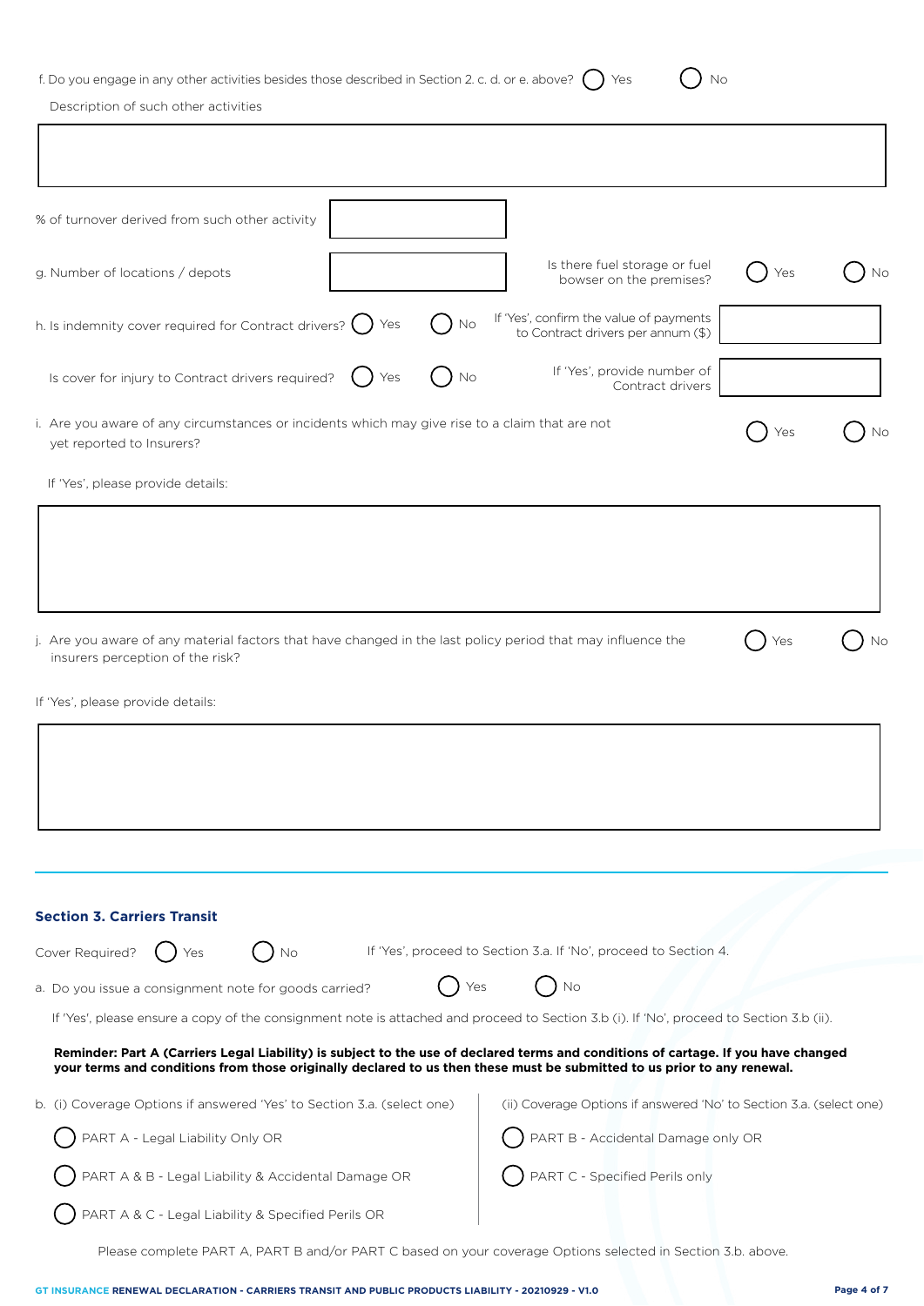f. Do you engage in any other activities besides those described in Section 2. c. d. or e. above? ◯ Yes ◯ No

Description of such other activities

&nbsp;

% of turnover derived from such other activity

g. Number of locations / depots

Is there fuel storage or fuel bowser on the premises? ◯ Yes ◯ No

h. Is indemnity cover required for Contract drivers? ◯ Yes ◯ No

If 'Yes', confirm the value of payments to Contract drivers per annum ($)

Is cover for injury to Contract drivers required? ◯ Yes ◯ No

If 'Yes', provide number of Contract drivers

i. Are you aware of any circumstances or incidents which may give rise to a claim that are not yet reported to Insurers? ◯ Yes ◯ No

If 'Yes', please provide details:

&nbsp;

j. Are you aware of any material factors that have changed in the last policy period that may influence the insurers perception of the risk? ◯ Yes ◯ No

If 'Yes', please provide details:

&nbsp;

## Section 3. Carriers Transit

Cover Required? ◯ Yes ◯ No If 'Yes', proceed to Section 3.a. If 'No', proceed to Section 4.

a. Do you issue a consignment note for goods carried? ◯ Yes ◯ No

If 'Yes', please ensure a copy of the consignment note is attached and proceed to Section 3.b (i). If 'No', proceed to Section 3.b (ii).

**Reminder: Part A (Carriers Legal Liability) is subject to the use of declared terms and conditions of cartage. If you have changed your terms and conditions from those originally declared to us then these must be submitted to us prior to any renewal.**

b. (i) Coverage Options if answered 'Yes' to Section 3.a. (select one)

◯ PART A - Legal Liability Only OR

◯ PART A & B - Legal Liability & Accidental Damage OR

◯ PART A & C - Legal Liability & Specified Perils OR

(ii) Coverage Options if answered 'No' to Section 3.a. (select one)

◯ PART B - Accidental Damage only OR

◯ PART C - Specified Perils only

Please complete PART A, PART B and/or PART C based on your coverage Options selected in Section 3.b. above.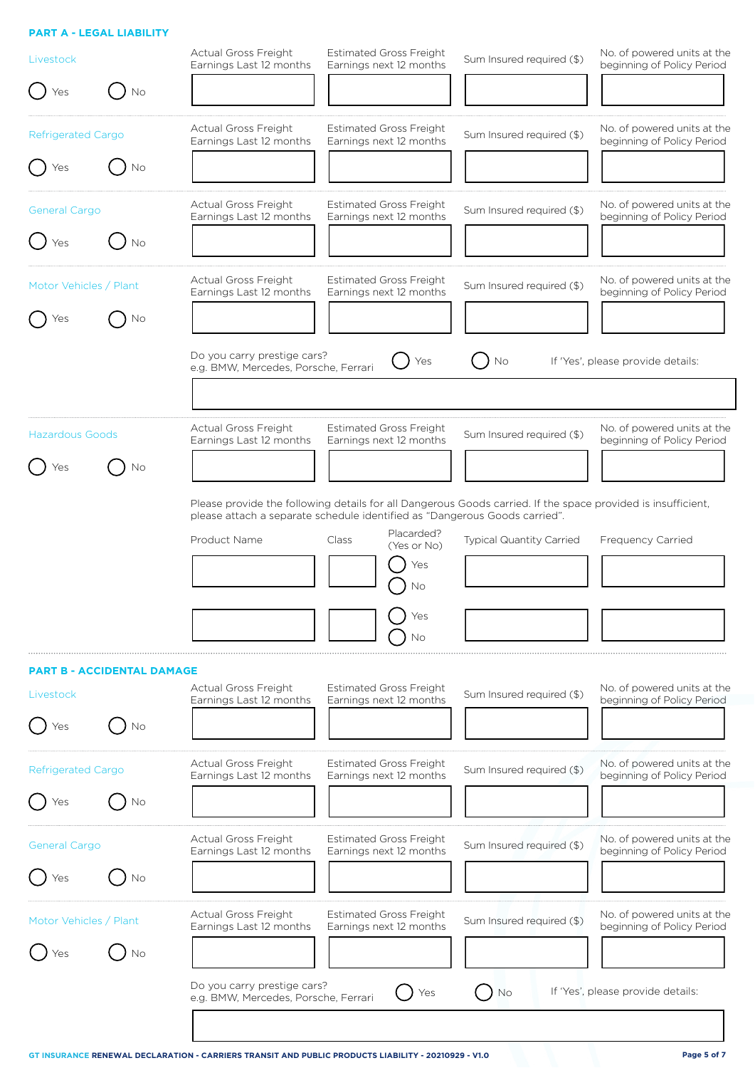## PART A - LEGAL LIABILITY

**Livestock**

○ Yes ○ No

| Actual Gross Freight Earnings Last 12 months | Estimated Gross Freight Earnings next 12 months | Sum Insured required ($) | No. of powered units at the beginning of Policy Period |
|---|---|---|---|
| | | | |

**Refrigerated Cargo**

○ Yes ○ No

| Actual Gross Freight Earnings Last 12 months | Estimated Gross Freight Earnings next 12 months | Sum Insured required ($) | No. of powered units at the beginning of Policy Period |
|---|---|---|---|
| | | | |

**General Cargo**

○ Yes ○ No

| Actual Gross Freight Earnings Last 12 months | Estimated Gross Freight Earnings next 12 months | Sum Insured required ($) | No. of powered units at the beginning of Policy Period |
|---|---|---|---|
| | | | |

**Motor Vehicles / Plant**

○ Yes ○ No

| Actual Gross Freight Earnings Last 12 months | Estimated Gross Freight Earnings next 12 months | Sum Insured required ($) | No. of powered units at the beginning of Policy Period |
|---|---|---|---|
| | | | |

Do you carry prestige cars? e.g. BMW, Mercedes, Porsche, Ferrari ○ Yes ○ No If 'Yes', please provide details:

**Hazardous Goods**

○ Yes ○ No

| Actual Gross Freight Earnings Last 12 months | Estimated Gross Freight Earnings next 12 months | Sum Insured required ($) | No. of powered units at the beginning of Policy Period |
|---|---|---|---|
| | | | |

Please provide the following details for all Dangerous Goods carried. If the space provided is insufficient, please attach a separate schedule identified as "Dangerous Goods carried".

| Product Name | Class | Placarded? (Yes or No) | Typical Quantity Carried | Frequency Carried |
|---|---|---|---|---|
| | | ○ Yes ○ No | | |
| | | ○ Yes ○ No | | |

## PART B - ACCIDENTAL DAMAGE

**Livestock**

○ Yes ○ No

| Actual Gross Freight Earnings Last 12 months | Estimated Gross Freight Earnings next 12 months | Sum Insured required ($) | No. of powered units at the beginning of Policy Period |
|---|---|---|---|
| | | | |

**Refrigerated Cargo**

○ Yes ○ No

| Actual Gross Freight Earnings Last 12 months | Estimated Gross Freight Earnings next 12 months | Sum Insured required ($) | No. of powered units at the beginning of Policy Period |
|---|---|---|---|
| | | | |

**General Cargo**

○ Yes ○ No

| Actual Gross Freight Earnings Last 12 months | Estimated Gross Freight Earnings next 12 months | Sum Insured required ($) | No. of powered units at the beginning of Policy Period |
|---|---|---|---|
| | | | |

**Motor Vehicles / Plant**

○ Yes ○ No

| Actual Gross Freight Earnings Last 12 months | Estimated Gross Freight Earnings next 12 months | Sum Insured required ($) | No. of powered units at the beginning of Policy Period |
|---|---|---|---|
| | | | |

Do you carry prestige cars? e.g. BMW, Mercedes, Porsche, Ferrari ○ Yes ○ No If 'Yes', please provide details: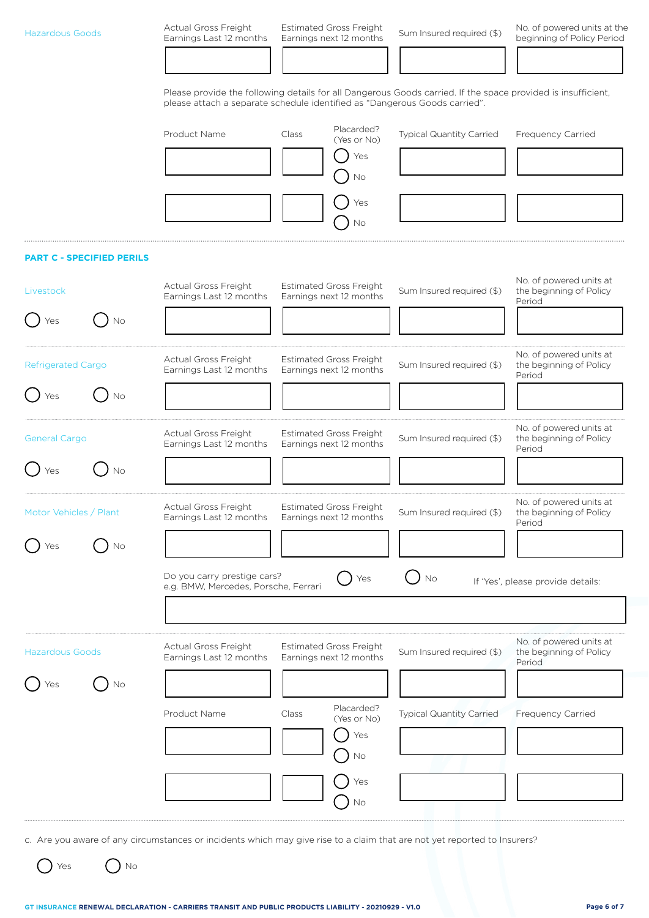**Hazardous Goods**

| Actual Gross Freight Earnings Last 12 months | Estimated Gross Freight Earnings next 12 months | Sum Insured required ($) | No. of powered units at the beginning of Policy Period |
|---|---|---|---|
| | | | |

Please provide the following details for all Dangerous Goods carried. If the space provided is insufficient, please attach a separate schedule identified as "Dangerous Goods carried".

| Product Name | Class | Placarded? (Yes or No) | Typical Quantity Carried | Frequency Carried |
|---|---|---|---|---|
| | | ◯ Yes ◯ No | | |
| | | ◯ Yes ◯ No | | |

## PART C - SPECIFIED PERILS

**Livestock**

◯ Yes ◯ No

| Actual Gross Freight Earnings Last 12 months | Estimated Gross Freight Earnings next 12 months | Sum Insured required ($) | No. of powered units at the beginning of Policy Period |
|---|---|---|---|
| | | | |

**Refrigerated Cargo**

◯ Yes ◯ No

| Actual Gross Freight Earnings Last 12 months | Estimated Gross Freight Earnings next 12 months | Sum Insured required ($) | No. of powered units at the beginning of Policy Period |
|---|---|---|---|
| | | | |

**General Cargo**

◯ Yes ◯ No

| Actual Gross Freight Earnings Last 12 months | Estimated Gross Freight Earnings next 12 months | Sum Insured required ($) | No. of powered units at the beginning of Policy Period |
|---|---|---|---|
| | | | |

**Motor Vehicles / Plant**

◯ Yes ◯ No

| Actual Gross Freight Earnings Last 12 months | Estimated Gross Freight Earnings next 12 months | Sum Insured required ($) | No. of powered units at the beginning of Policy Period |
|---|---|---|---|
| | | | |

Do you carry prestige cars? e.g. BMW, Mercedes, Porsche, Ferrari ◯ Yes ◯ No If 'Yes', please provide details:

_______________________________________________

**Hazardous Goods**

◯ Yes ◯ No

| Actual Gross Freight Earnings Last 12 months | Estimated Gross Freight Earnings next 12 months | Sum Insured required ($) | No. of powered units at the beginning of Policy Period |
|---|---|---|---|
| | | | |

| Product Name | Class | Placarded? (Yes or No) | Typical Quantity Carried | Frequency Carried |
|---|---|---|---|---|
| | | ◯ Yes ◯ No | | |
| | | ◯ Yes ◯ No | | |

c. Are you aware of any circumstances or incidents which may give rise to a claim that are not yet reported to Insurers?

◯ Yes ◯ No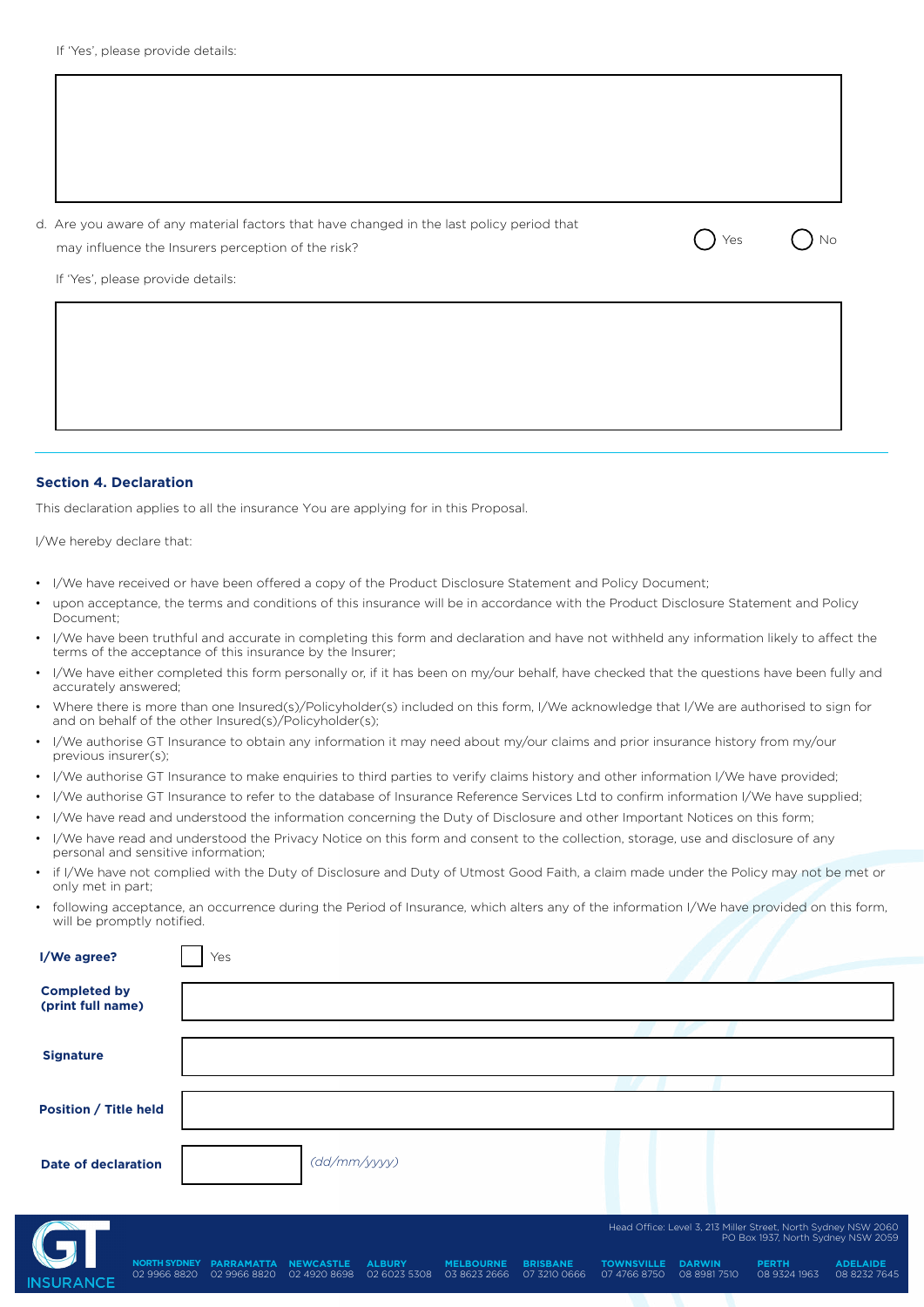If 'Yes', please provide details:

d. Are you aware of any material factors that have changed in the last policy period that may influence the Insurers perception of the risk? ◯ Yes ◯ No

If 'Yes', please provide details:

## Section 4. Declaration

This declaration applies to all the insurance You are applying for in this Proposal.

I/We hereby declare that:

- I/We have received or have been offered a copy of the Product Disclosure Statement and Policy Document;
- upon acceptance, the terms and conditions of this insurance will be in accordance with the Product Disclosure Statement and Policy Document;
- I/We have been truthful and accurate in completing this form and declaration and have not withheld any information likely to affect the terms of the acceptance of this insurance by the Insurer;
- I/We have either completed this form personally or, if it has been on my/our behalf, have checked that the questions have been fully and accurately answered;
- Where there is more than one Insured(s)/Policyholder(s) included on this form, I/We acknowledge that I/We are authorised to sign for and on behalf of the other Insured(s)/Policyholder(s);
- I/We authorise GT Insurance to obtain any information it may need about my/our claims and prior insurance history from my/our previous insurer(s);
- I/We authorise GT Insurance to make enquiries to third parties to verify claims history and other information I/We have provided;
- I/We authorise GT Insurance to refer to the database of Insurance Reference Services Ltd to confirm information I/We have supplied;
- I/We have read and understood the information concerning the Duty of Disclosure and other Important Notices on this form;
- I/We have read and understood the Privacy Notice on this form and consent to the collection, storage, use and disclosure of any personal and sensitive information;
- if I/We have not complied with the Duty of Disclosure and Duty of Utmost Good Faith, a claim made under the Policy may not be met or only met in part;
- following acceptance, an occurrence during the Period of Insurance, which alters any of the information I/We have provided on this form, will be promptly notified.

**I/We agree?** ☐ Yes

**Completed by (print full name)**

**Signature**

**Position / Title held**

**Date of declaration** *(dd/mm/yyyy)*

GT INSURANCE

Head Office: Level 3, 213 Miller Street, North Sydney NSW 2060
PO Box 1937, North Sydney NSW 2059

| | | | | | | | | | |
|---|---|---|---|---|---|---|---|---|---|
| NORTH SYDNEY | PARRAMATTA | NEWCASTLE | ALBURY | MELBOURNE | BRISBANE | TOWNSVILLE | DARWIN | PERTH | ADELAIDE |
| 02 9966 8820 | 02 9966 8820 | 02 4920 8698 | 02 6023 5308 | 03 8623 2666 | 07 3210 0666 | 07 4766 8750 | 08 8981 7510 | 08 9324 1963 | 08 8232 7645 |